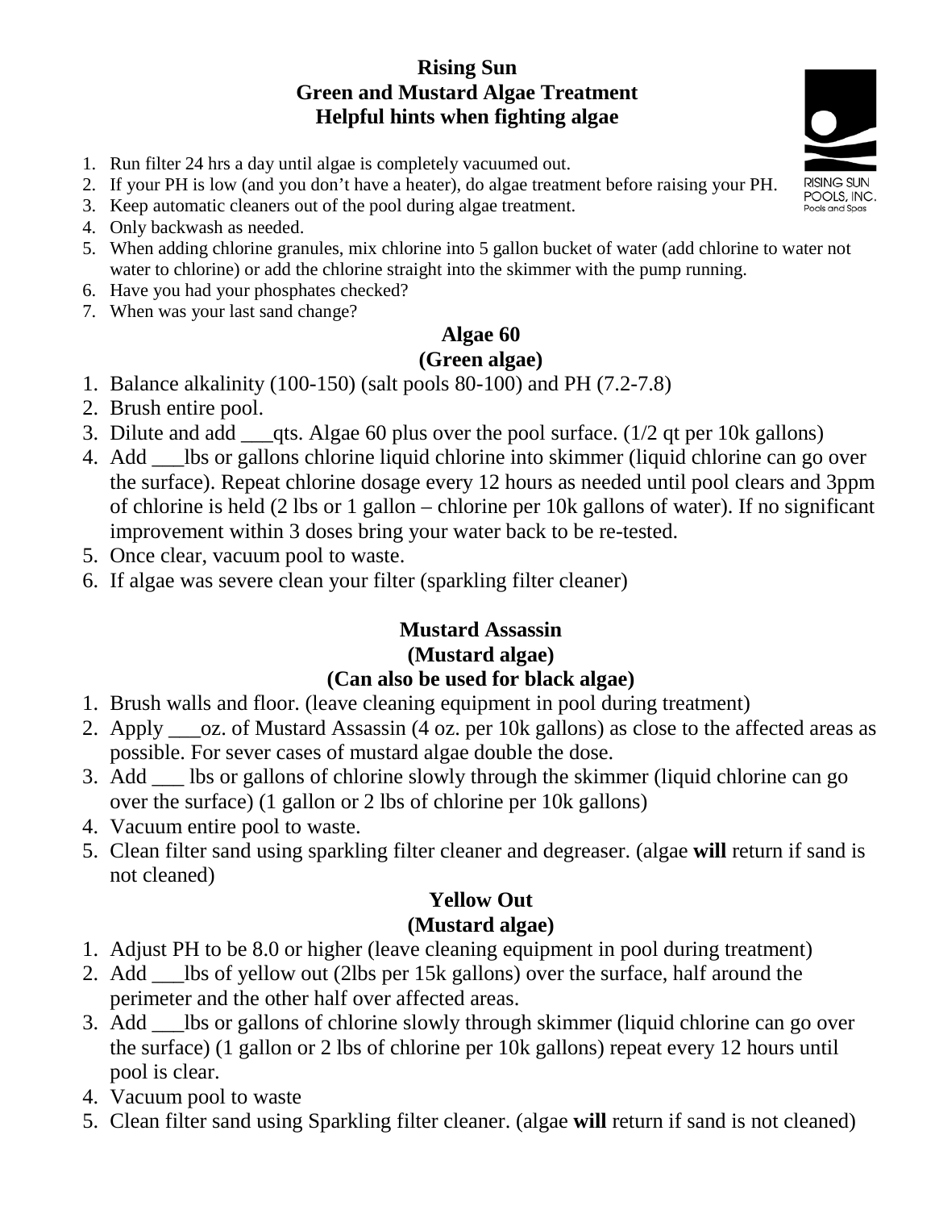# Rising Sun
# Green and Mustard Algae Treatment
# Helpful hints when fighting algae

RISING SUN POOLS, INC. Pools and Spas

1. Run filter 24 hrs a day until algae is completely vacuumed out.
2. If your PH is low (and you don't have a heater), do algae treatment before raising your PH.
3. Keep automatic cleaners out of the pool during algae treatment.
4. Only backwash as needed.
5. When adding chlorine granules, mix chlorine into 5 gallon bucket of water (add chlorine to water not water to chlorine) or add the chlorine straight into the skimmer with the pump running.
6. Have you had your phosphates checked?
7. When was your last sand change?

## Algae 60
## (Green algae)

1. Balance alkalinity (100-150) (salt pools 80-100) and PH (7.2-7.8)
2. Brush entire pool.
3. Dilute and add ___qts. Algae 60 plus over the pool surface. (1/2 qt per 10k gallons)
4. Add ___lbs or gallons chlorine liquid chlorine into skimmer (liquid chlorine can go over the surface). Repeat chlorine dosage every 12 hours as needed until pool clears and 3ppm of chlorine is held (2 lbs or 1 gallon – chlorine per 10k gallons of water). If no significant improvement within 3 doses bring your water back to be re-tested.
5. Once clear, vacuum pool to waste.
6. If algae was severe clean your filter (sparkling filter cleaner)

## Mustard Assassin
## (Mustard algae)
## (Can also be used for black algae)

1. Brush walls and floor. (leave cleaning equipment in pool during treatment)
2. Apply ___oz. of Mustard Assassin (4 oz. per 10k gallons) as close to the affected areas as possible. For sever cases of mustard algae double the dose.
3. Add ___ lbs or gallons of chlorine slowly through the skimmer (liquid chlorine can go over the surface) (1 gallon or 2 lbs of chlorine per 10k gallons)
4. Vacuum entire pool to waste.
5. Clean filter sand using sparkling filter cleaner and degreaser. (algae **will** return if sand is not cleaned)

## Yellow Out
## (Mustard algae)

1. Adjust PH to be 8.0 or higher (leave cleaning equipment in pool during treatment)
2. Add ___lbs of yellow out (2lbs per 15k gallons) over the surface, half around the perimeter and the other half over affected areas.
3. Add ___lbs or gallons of chlorine slowly through skimmer (liquid chlorine can go over the surface) (1 gallon or 2 lbs of chlorine per 10k gallons) repeat every 12 hours until pool is clear.
4. Vacuum pool to waste
5. Clean filter sand using Sparkling filter cleaner. (algae **will** return if sand is not cleaned)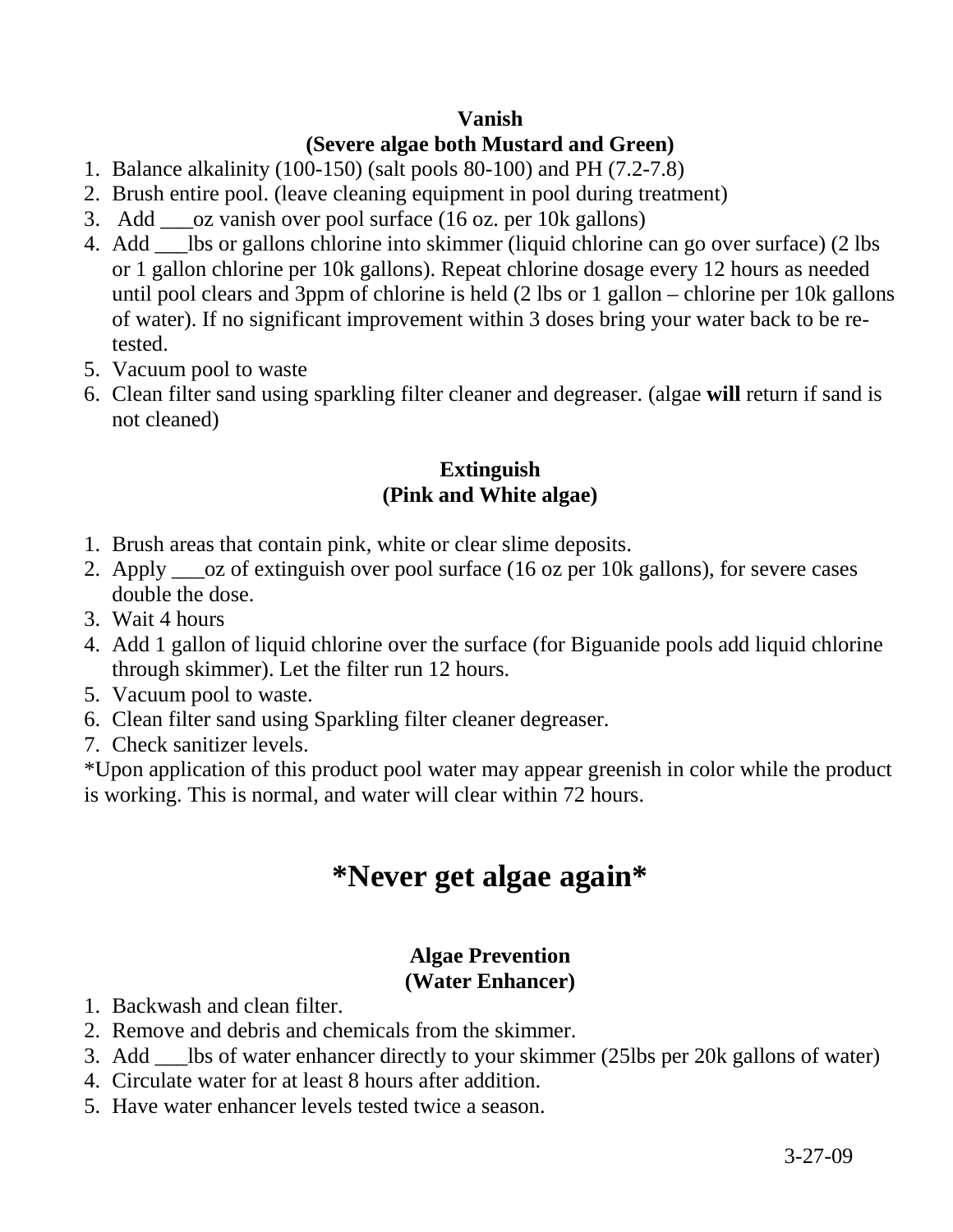**Vanish**
**(Severe algae both Mustard and Green)**

1. Balance alkalinity (100-150) (salt pools 80-100) and PH (7.2-7.8)
2. Brush entire pool. (leave cleaning equipment in pool during treatment)
3. Add ___oz vanish over pool surface (16 oz. per 10k gallons)
4. Add ___lbs or gallons chlorine into skimmer (liquid chlorine can go over surface) (2 lbs or 1 gallon chlorine per 10k gallons). Repeat chlorine dosage every 12 hours as needed until pool clears and 3ppm of chlorine is held (2 lbs or 1 gallon – chlorine per 10k gallons of water). If no significant improvement within 3 doses bring your water back to be re-tested.
5. Vacuum pool to waste
6. Clean filter sand using sparkling filter cleaner and degreaser. (algae **will** return if sand is not cleaned)

**Extinguish**
**(Pink and White algae)**

1. Brush areas that contain pink, white or clear slime deposits.
2. Apply ___oz of extinguish over pool surface (16 oz per 10k gallons), for severe cases double the dose.
3. Wait 4 hours
4. Add 1 gallon of liquid chlorine over the surface (for Biguanide pools add liquid chlorine through skimmer). Let the filter run 12 hours.
5. Vacuum pool to waste.
6. Clean filter sand using Sparkling filter cleaner degreaser.
7. Check sanitizer levels.

*Upon application of this product pool water may appear greenish in color while the product is working. This is normal, and water will clear within 72 hours.

# *Never get algae again*

**Algae Prevention**
**(Water Enhancer)**

1. Backwash and clean filter.
2. Remove and debris and chemicals from the skimmer.
3. Add ___lbs of water enhancer directly to your skimmer (25lbs per 20k gallons of water)
4. Circulate water for at least 8 hours after addition.
5. Have water enhancer levels tested twice a season.

3-27-09